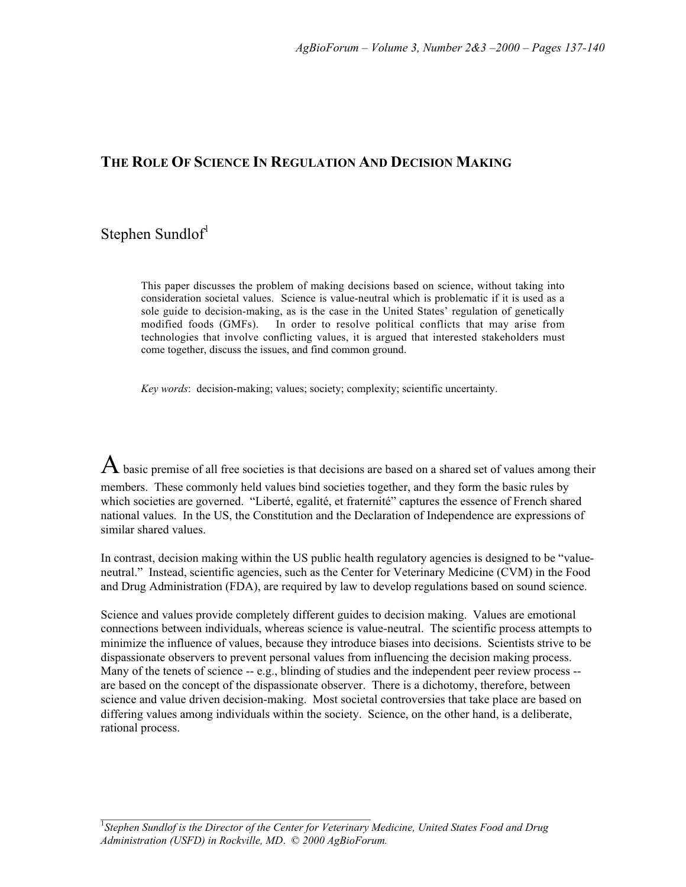# THE ROLE OF SCIENCE IN REGULATION AND DECISION MAKING

Stephen Sundlof[1]

This paper discusses the problem of making decisions based on science, without taking into consideration societal values. Science is value-neutral which is problematic if it is used as a sole guide to decision-making, as is the case in the United States' regulation of genetically modified foods (GMFs). In order to resolve political conflicts that may arise from technologies that involve conflicting values, it is argued that interested stakeholders must come together, discuss the issues, and find common ground.

*Key words*: decision-making; values; society; complexity; scientific uncertainty.

A basic premise of all free societies is that decisions are based on a shared set of values among their members. These commonly held values bind societies together, and they form the basic rules by which societies are governed. "Liberté, egalité, et fraternité" captures the essence of French shared national values. In the US, the Constitution and the Declaration of Independence are expressions of similar shared values.

In contrast, decision making within the US public health regulatory agencies is designed to be "value-neutral." Instead, scientific agencies, such as the Center for Veterinary Medicine (CVM) in the Food and Drug Administration (FDA), are required by law to develop regulations based on sound science.

Science and values provide completely different guides to decision making. Values are emotional connections between individuals, whereas science is value-neutral. The scientific process attempts to minimize the influence of values, because they introduce biases into decisions. Scientists strive to be dispassionate observers to prevent personal values from influencing the decision making process. Many of the tenets of science -- e.g., blinding of studies and the independent peer review process -- are based on the concept of the dispassionate observer. There is a dichotomy, therefore, between science and value driven decision-making. Most societal controversies that take place are based on differing values among individuals within the society. Science, on the other hand, is a deliberate, rational process.

[1] *Stephen Sundlof is the Director of the Center for Veterinary Medicine, United States Food and Drug Administration (USFD) in Rockville, MD.* © 2000 AgBioForum.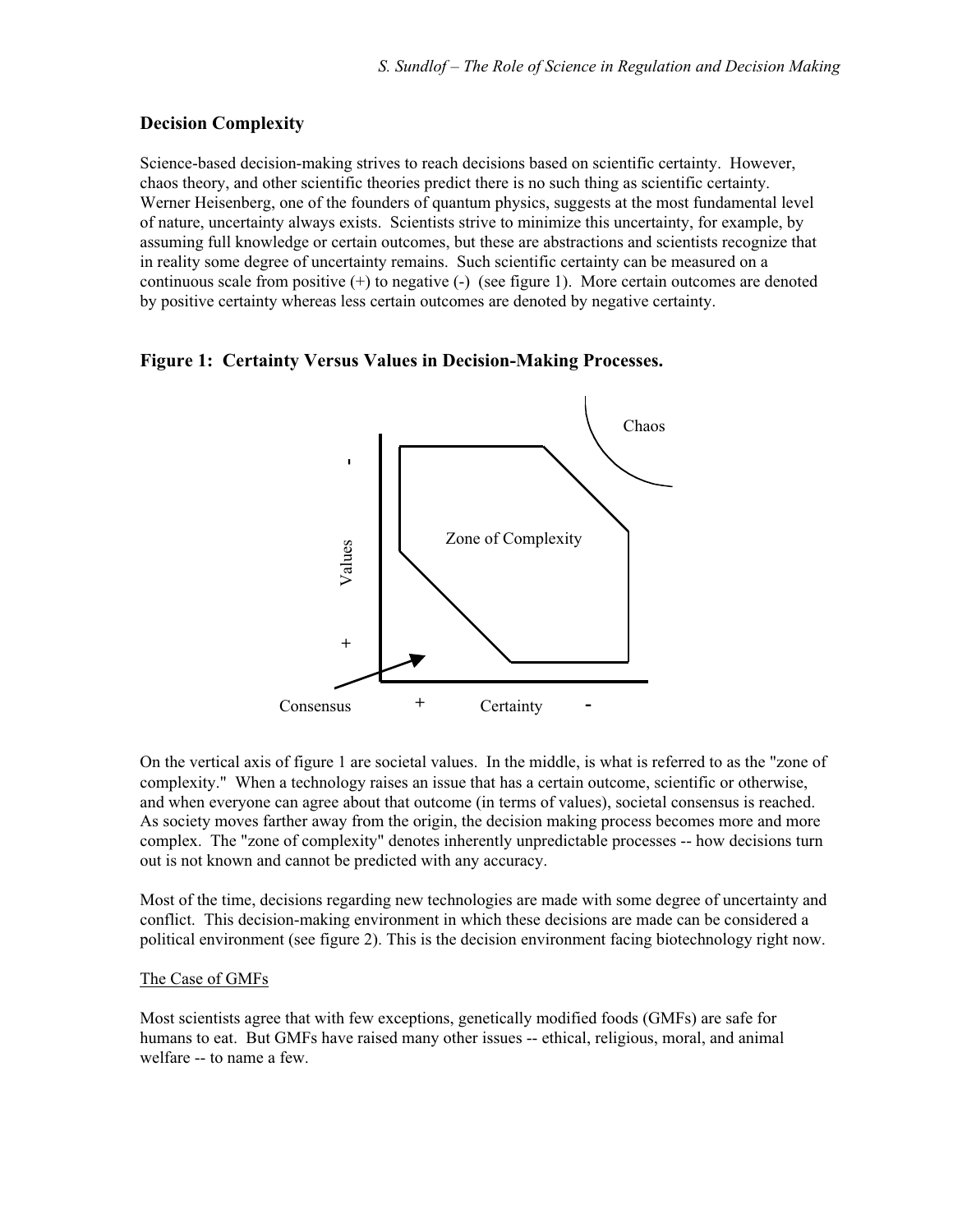## Decision Complexity

Science-based decision-making strives to reach decisions based on scientific certainty. However, chaos theory, and other scientific theories predict there is no such thing as scientific certainty. Werner Heisenberg, one of the founders of quantum physics, suggests at the most fundamental level of nature, uncertainty always exists. Scientists strive to minimize this uncertainty, for example, by assuming full knowledge or certain outcomes, but these are abstractions and scientists recognize that in reality some degree of uncertainty remains. Such scientific certainty can be measured on a continuous scale from positive (+) to negative (-) (see figure 1). More certain outcomes are denoted by positive certainty whereas less certain outcomes are denoted by negative certainty.

### Figure 1: Certainty Versus Values in Decision-Making Processes.

On the vertical axis of figure 1 are societal values. In the middle, is what is referred to as the "zone of complexity." When a technology raises an issue that has a certain outcome, scientific or otherwise, and when everyone can agree about that outcome (in terms of values), societal consensus is reached. As society moves farther away from the origin, the decision making process becomes more and more complex. The "zone of complexity" denotes inherently unpredictable processes -- how decisions turn out is not known and cannot be predicted with any accuracy.

Most of the time, decisions regarding new technologies are made with some degree of uncertainty and conflict. This decision-making environment in which these decisions are made can be considered a political environment (see figure 2). This is the decision environment facing biotechnology right now.

The Case of GMFs

Most scientists agree that with few exceptions, genetically modified foods (GMFs) are safe for humans to eat. But GMFs have raised many other issues -- ethical, religious, moral, and animal welfare -- to name a few.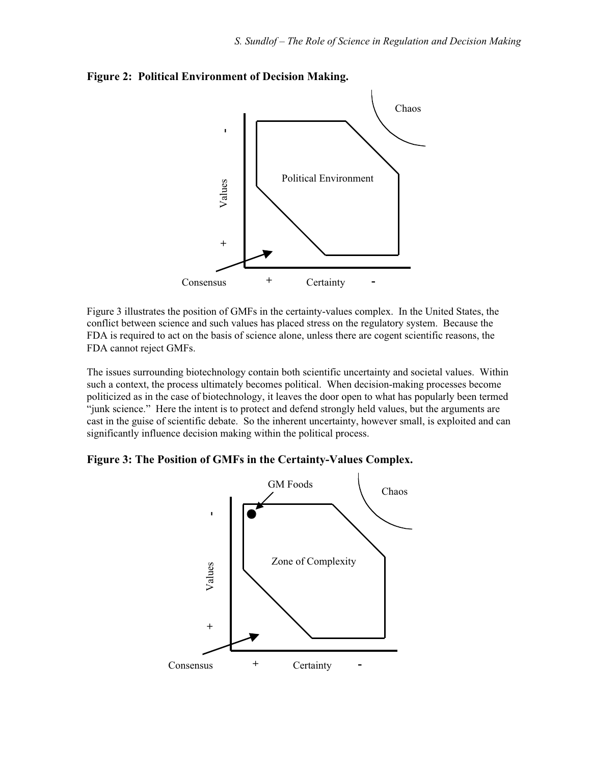**Figure 2: Political Environment of Decision Making.**

Figure 3 illustrates the position of GMFs in the certainty-values complex. In the United States, the conflict between science and such values has placed stress on the regulatory system. Because the FDA is required to act on the basis of science alone, unless there are cogent scientific reasons, the FDA cannot reject GMFs.

The issues surrounding biotechnology contain both scientific uncertainty and societal values. Within such a context, the process ultimately becomes political. When decision-making processes become politicized as in the case of biotechnology, it leaves the door open to what has popularly been termed "junk science." Here the intent is to protect and defend strongly held values, but the arguments are cast in the guise of scientific debate. So the inherent uncertainty, however small, is exploited and can significantly influence decision making within the political process.

**Figure 3: The Position of GMFs in the Certainty-Values Complex.**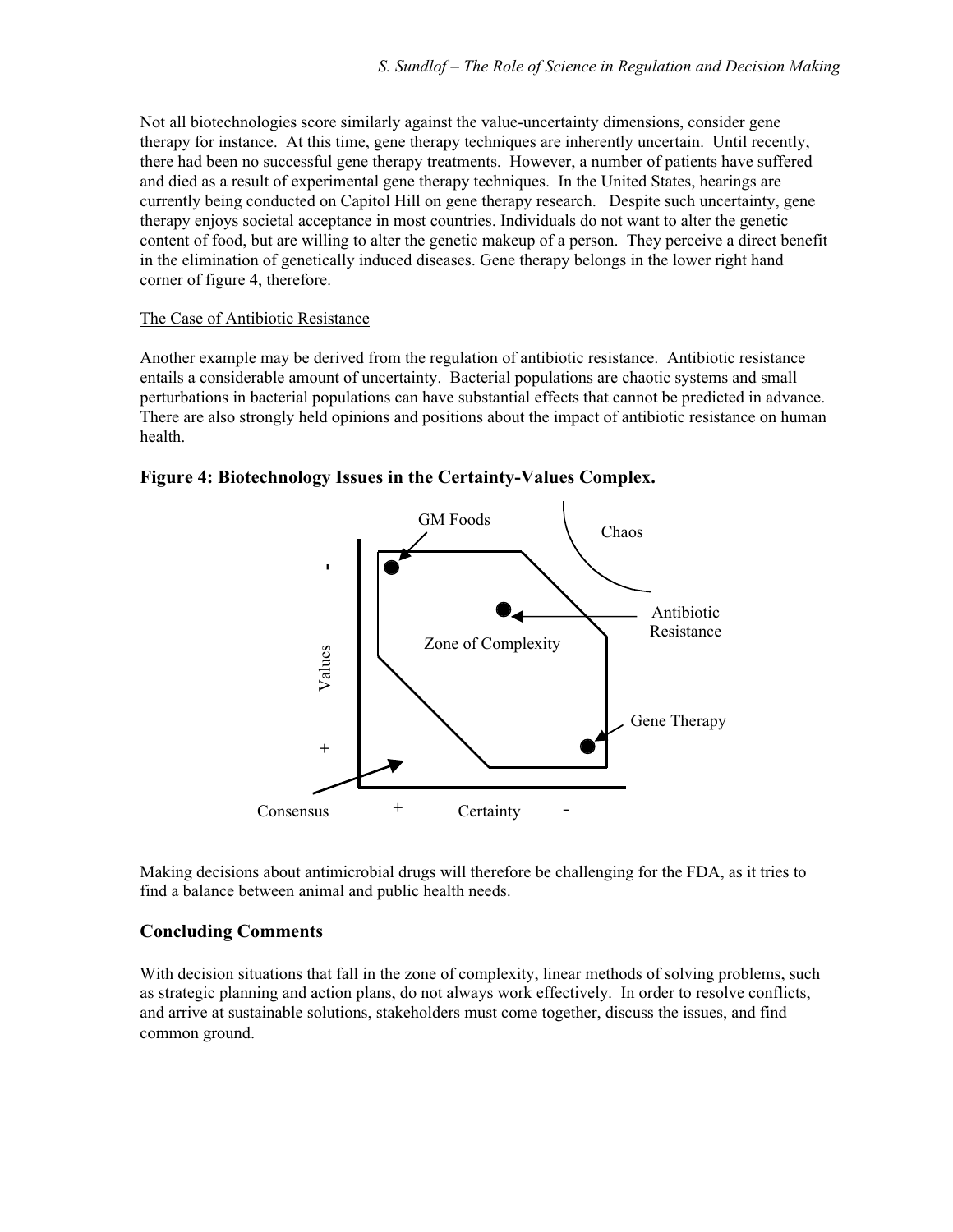Not all biotechnologies score similarly against the value-uncertainty dimensions, consider gene therapy for instance. At this time, gene therapy techniques are inherently uncertain. Until recently, there had been no successful gene therapy treatments. However, a number of patients have suffered and died as a result of experimental gene therapy techniques. In the United States, hearings are currently being conducted on Capitol Hill on gene therapy research. Despite such uncertainty, gene therapy enjoys societal acceptance in most countries. Individuals do not want to alter the genetic content of food, but are willing to alter the genetic makeup of a person. They perceive a direct benefit in the elimination of genetically induced diseases. Gene therapy belongs in the lower right hand corner of figure 4, therefore.

The Case of Antibiotic Resistance

Another example may be derived from the regulation of antibiotic resistance. Antibiotic resistance entails a considerable amount of uncertainty. Bacterial populations are chaotic systems and small perturbations in bacterial populations can have substantial effects that cannot be predicted in advance. There are also strongly held opinions and positions about the impact of antibiotic resistance on human health.

**Figure 4: Biotechnology Issues in the Certainty-Values Complex.**

GM Foods

Chaos

Antibiotic Resistance

Zone of Complexity

Values

Gene Therapy

Consensus

\+ Certainty -

Making decisions about antimicrobial drugs will therefore be challenging for the FDA, as it tries to find a balance between animal and public health needs.

## Concluding Comments

With decision situations that fall in the zone of complexity, linear methods of solving problems, such as strategic planning and action plans, do not always work effectively. In order to resolve conflicts, and arrive at sustainable solutions, stakeholders must come together, discuss the issues, and find common ground.